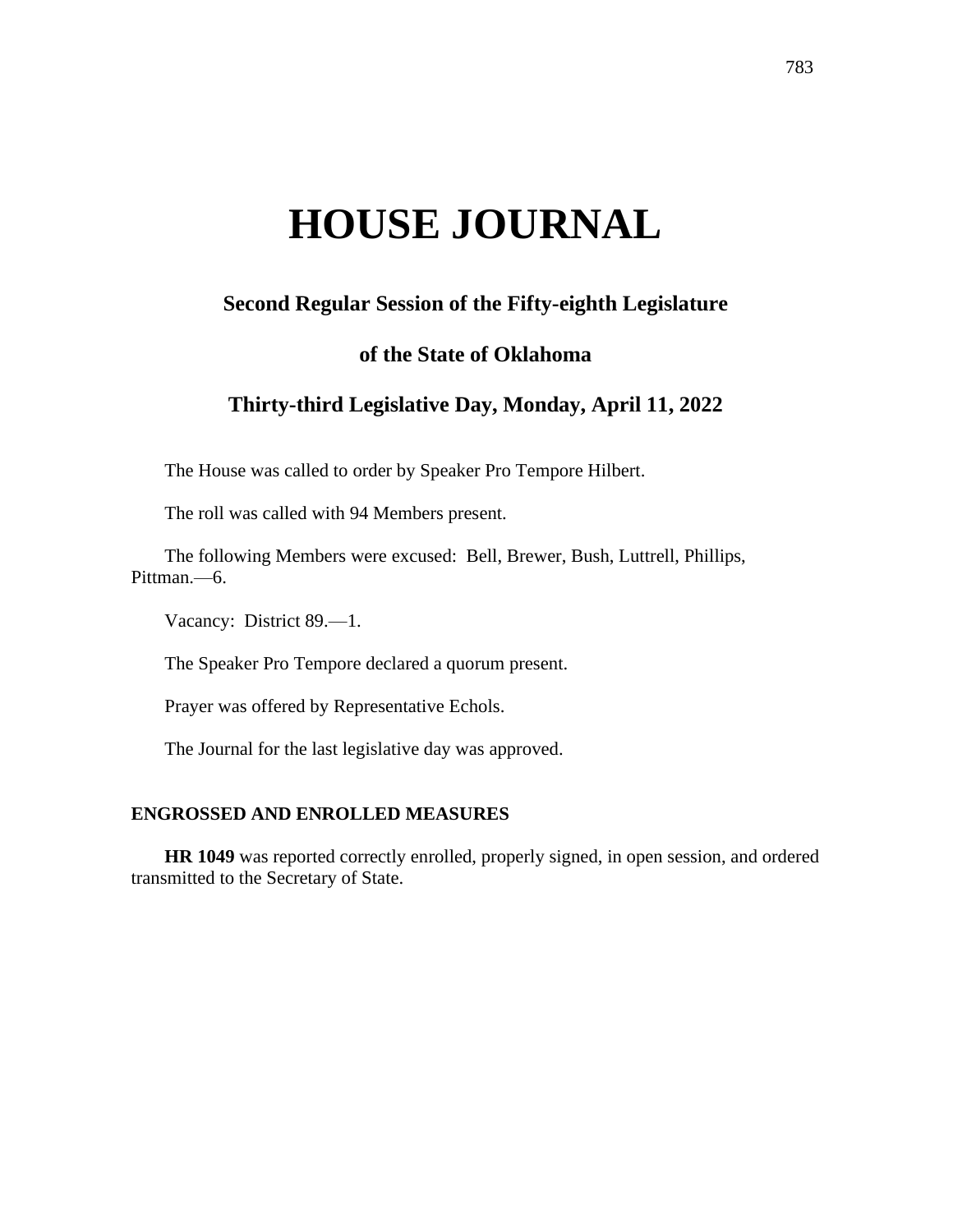# HOUSE JOURNAL

## Second Regular Session of the Fifty-eighth Legislature

## of the State of Oklahoma

## Thirty-third Legislative Day, Monday, April 11, 2022

The House was called to order by Speaker Pro Tempore Hilbert.

The roll was called with 94 Members present.

The following Members were excused: Bell, Brewer, Bush, Luttrell, Phillips, Pittman.—6.

Vacancy: District 89.—1.

The Speaker Pro Tempore declared a quorum present.

Prayer was offered by Representative Echols.

The Journal for the last legislative day was approved.

### ENGROSSED AND ENROLLED MEASURES

**HR 1049** was reported correctly enrolled, properly signed, in open session, and ordered transmitted to the Secretary of State.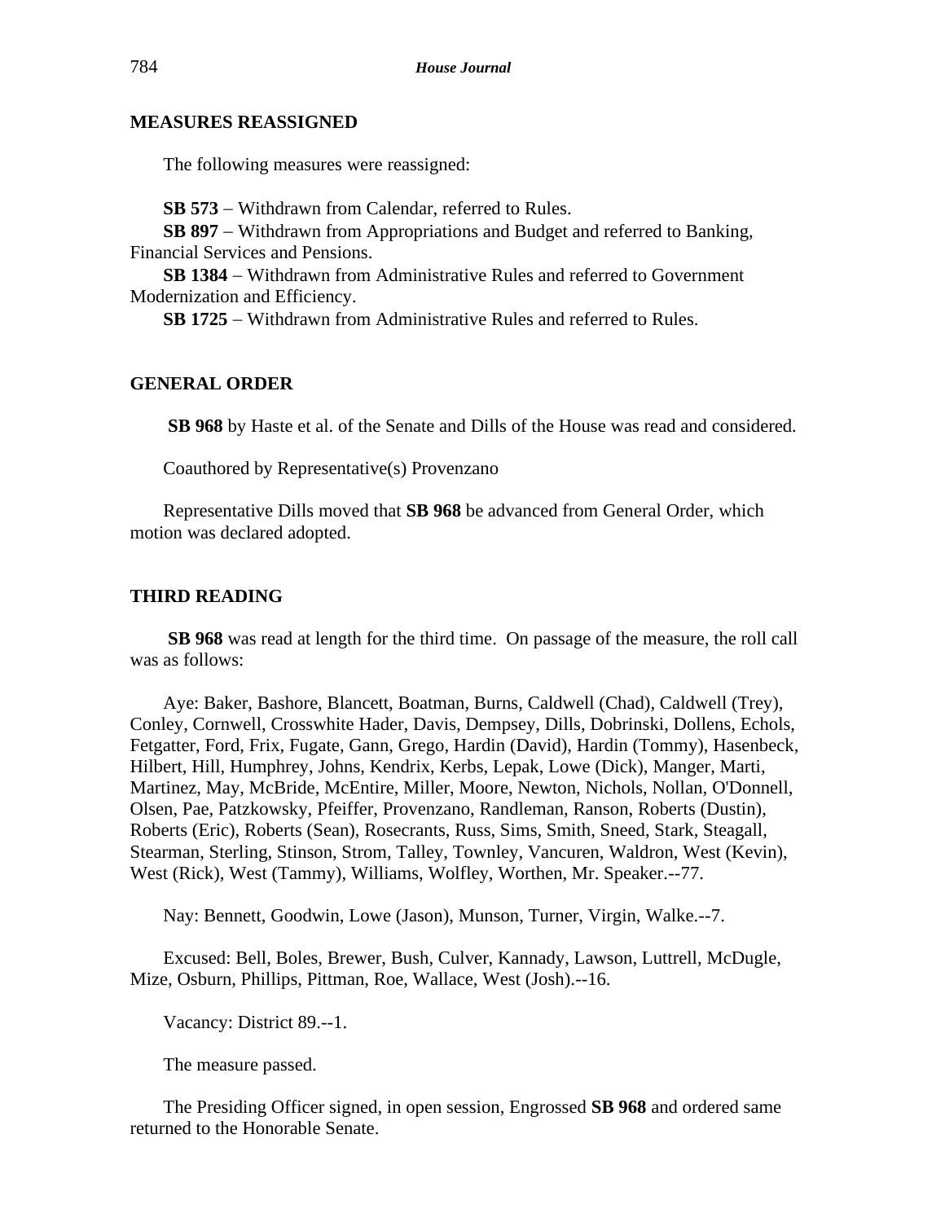## MEASURES REASSIGNED

The following measures were reassigned:

**SB 573** − Withdrawn from Calendar, referred to Rules.

**SB 897** − Withdrawn from Appropriations and Budget and referred to Banking, Financial Services and Pensions.

**SB 1384** − Withdrawn from Administrative Rules and referred to Government Modernization and Efficiency.

**SB 1725** − Withdrawn from Administrative Rules and referred to Rules.

## GENERAL ORDER

**SB 968** by Haste et al. of the Senate and Dills of the House was read and considered.

Coauthored by Representative(s) Provenzano

Representative Dills moved that **SB 968** be advanced from General Order, which motion was declared adopted.

## THIRD READING

**SB 968** was read at length for the third time. On passage of the measure, the roll call was as follows:

Aye: Baker, Bashore, Blancett, Boatman, Burns, Caldwell (Chad), Caldwell (Trey), Conley, Cornwell, Crosswhite Hader, Davis, Dempsey, Dills, Dobrinski, Dollens, Echols, Fetgatter, Ford, Frix, Fugate, Gann, Grego, Hardin (David), Hardin (Tommy), Hasenbeck, Hilbert, Hill, Humphrey, Johns, Kendrix, Kerbs, Lepak, Lowe (Dick), Manger, Marti, Martinez, May, McBride, McEntire, Miller, Moore, Newton, Nichols, Nollan, O'Donnell, Olsen, Pae, Patzkowsky, Pfeiffer, Provenzano, Randleman, Ranson, Roberts (Dustin), Roberts (Eric), Roberts (Sean), Rosecrants, Russ, Sims, Smith, Sneed, Stark, Steagall, Stearman, Sterling, Stinson, Strom, Talley, Townley, Vancuren, Waldron, West (Kevin), West (Rick), West (Tammy), Williams, Wolfley, Worthen, Mr. Speaker.--77.

Nay: Bennett, Goodwin, Lowe (Jason), Munson, Turner, Virgin, Walke.--7.

Excused: Bell, Boles, Brewer, Bush, Culver, Kannady, Lawson, Luttrell, McDugle, Mize, Osburn, Phillips, Pittman, Roe, Wallace, West (Josh).--16.

Vacancy: District 89.--1.

The measure passed.

The Presiding Officer signed, in open session, Engrossed **SB 968** and ordered same returned to the Honorable Senate.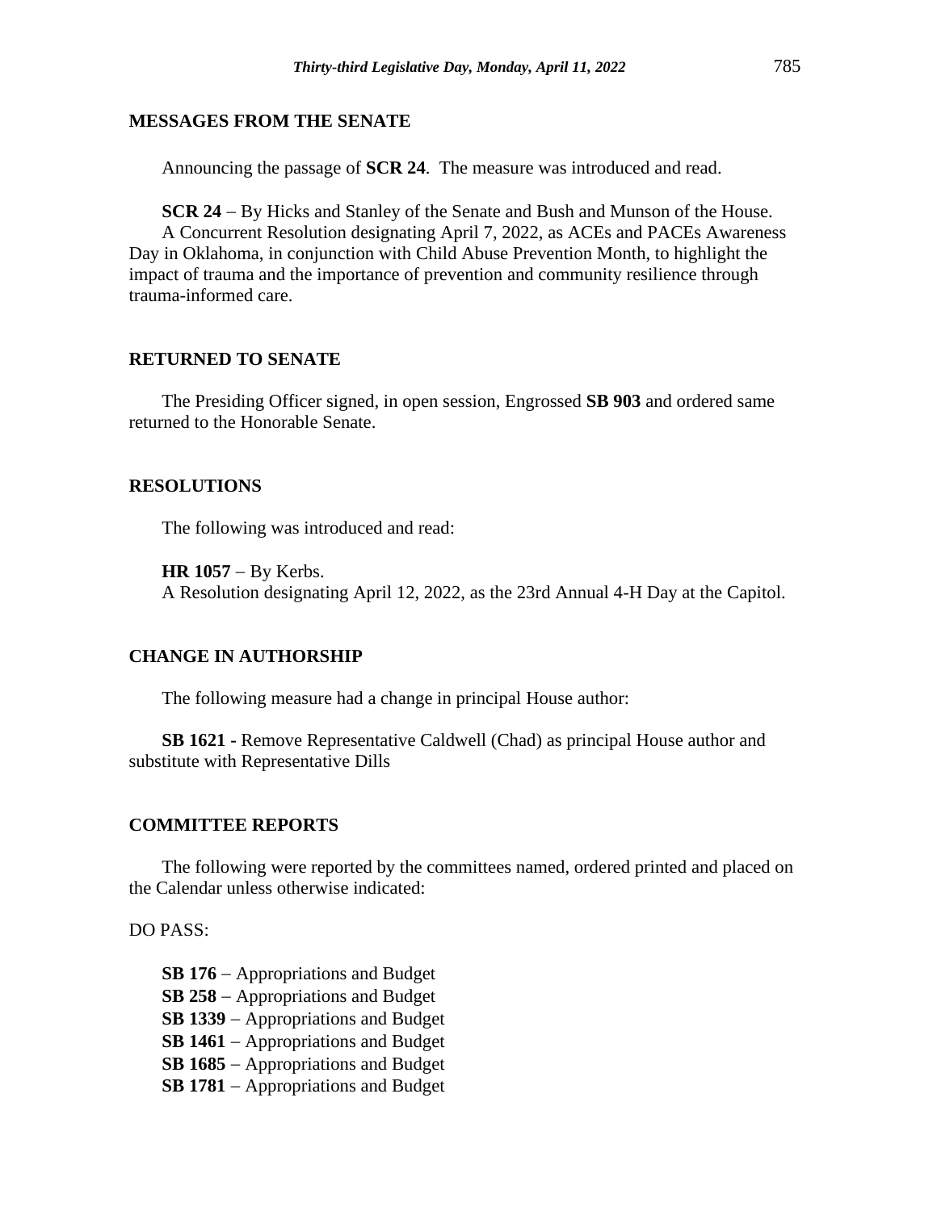## MESSAGES FROM THE SENATE

Announcing the passage of **SCR 24**. The measure was introduced and read.

**SCR 24** − By Hicks and Stanley of the Senate and Bush and Munson of the House.
A Concurrent Resolution designating April 7, 2022, as ACEs and PACEs Awareness Day in Oklahoma, in conjunction with Child Abuse Prevention Month, to highlight the impact of trauma and the importance of prevention and community resilience through trauma-informed care.

## RETURNED TO SENATE

The Presiding Officer signed, in open session, Engrossed **SB 903** and ordered same returned to the Honorable Senate.

## RESOLUTIONS

The following was introduced and read:

**HR 1057** − By Kerbs.
A Resolution designating April 12, 2022, as the 23rd Annual 4-H Day at the Capitol.

## CHANGE IN AUTHORSHIP

The following measure had a change in principal House author:

**SB 1621 -** Remove Representative Caldwell (Chad) as principal House author and substitute with Representative Dills

## COMMITTEE REPORTS

The following were reported by the committees named, ordered printed and placed on the Calendar unless otherwise indicated:

DO PASS:

**SB 176** − Appropriations and Budget
**SB 258** − Appropriations and Budget
**SB 1339** − Appropriations and Budget
**SB 1461** − Appropriations and Budget
**SB 1685** − Appropriations and Budget
**SB 1781** − Appropriations and Budget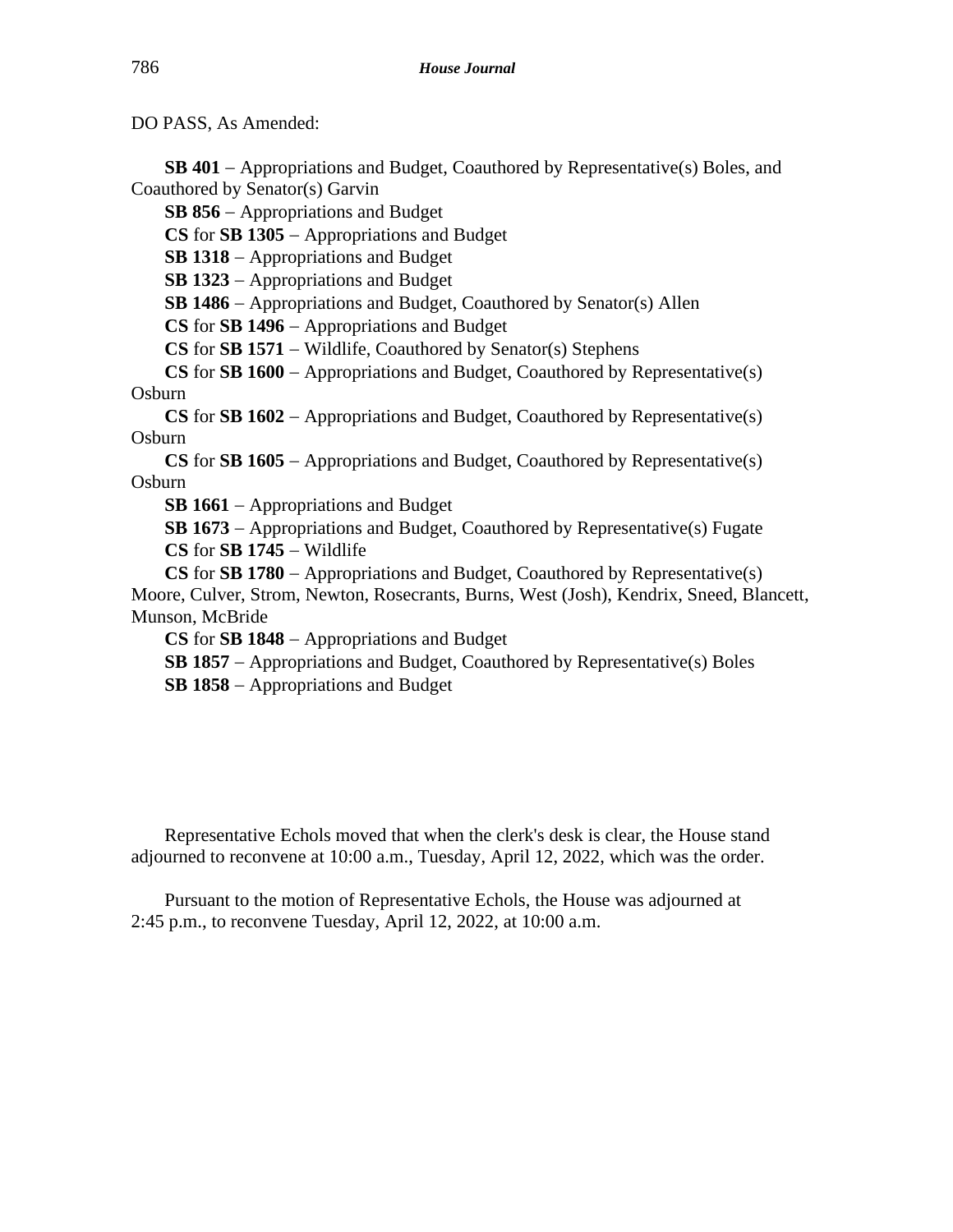DO PASS, As Amended:

**SB 401** – Appropriations and Budget, Coauthored by Representative(s) Boles, and Coauthored by Senator(s) Garvin

**SB 856** – Appropriations and Budget

**CS** for **SB 1305** – Appropriations and Budget

**SB 1318** – Appropriations and Budget

**SB 1323** – Appropriations and Budget

**SB 1486** – Appropriations and Budget, Coauthored by Senator(s) Allen

**CS** for **SB 1496** – Appropriations and Budget

**CS** for **SB 1571** – Wildlife, Coauthored by Senator(s) Stephens

**CS** for **SB 1600** – Appropriations and Budget, Coauthored by Representative(s) Osburn

**CS** for **SB 1602** – Appropriations and Budget, Coauthored by Representative(s) Osburn

**CS** for **SB 1605** – Appropriations and Budget, Coauthored by Representative(s) Osburn

**SB 1661** – Appropriations and Budget

**SB 1673** – Appropriations and Budget, Coauthored by Representative(s) Fugate

**CS** for **SB 1745** – Wildlife

**CS** for **SB 1780** – Appropriations and Budget, Coauthored by Representative(s) Moore, Culver, Strom, Newton, Rosecrants, Burns, West (Josh), Kendrix, Sneed, Blancett, Munson, McBride

**CS** for **SB 1848** – Appropriations and Budget

**SB 1857** – Appropriations and Budget, Coauthored by Representative(s) Boles

**SB 1858** – Appropriations and Budget

Representative Echols moved that when the clerk's desk is clear, the House stand adjourned to reconvene at 10:00 a.m., Tuesday, April 12, 2022, which was the order.

Pursuant to the motion of Representative Echols, the House was adjourned at 2:45 p.m., to reconvene Tuesday, April 12, 2022, at 10:00 a.m.